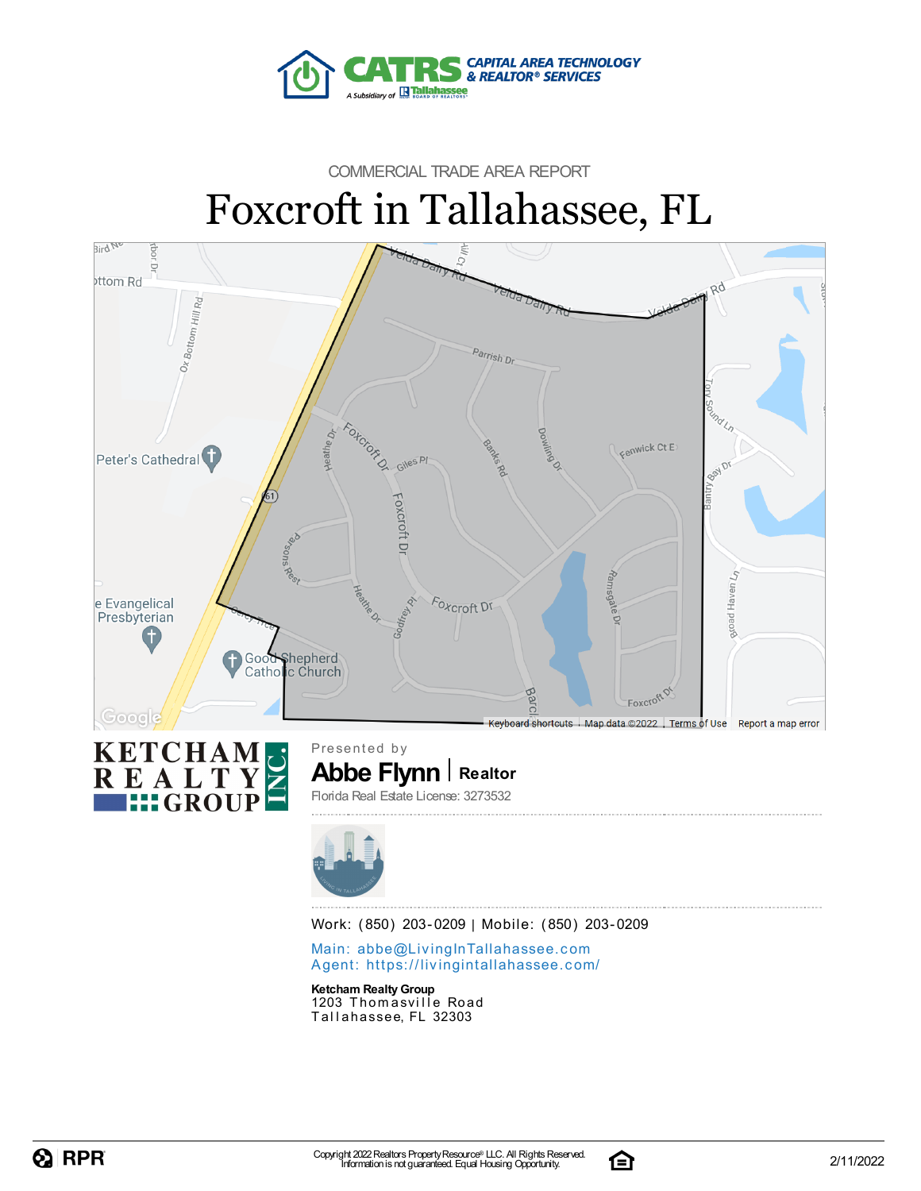COMMERCIAL TRADE AREA REPORT

# Foxcroft in Tallahassee, FL

Presented by

**Abbe Flynn** | **Realtor**

Florida Real Estate License: 3273532

Work: (850) 203-0209 | Mobile: (850) 203-0209

Main: abbe@LivingInTallahassee.com
Agent: https://livingintallahassee.com/

**Ketcham Realty Group**
1203 Thomasville Road
Tallahassee, FL 32303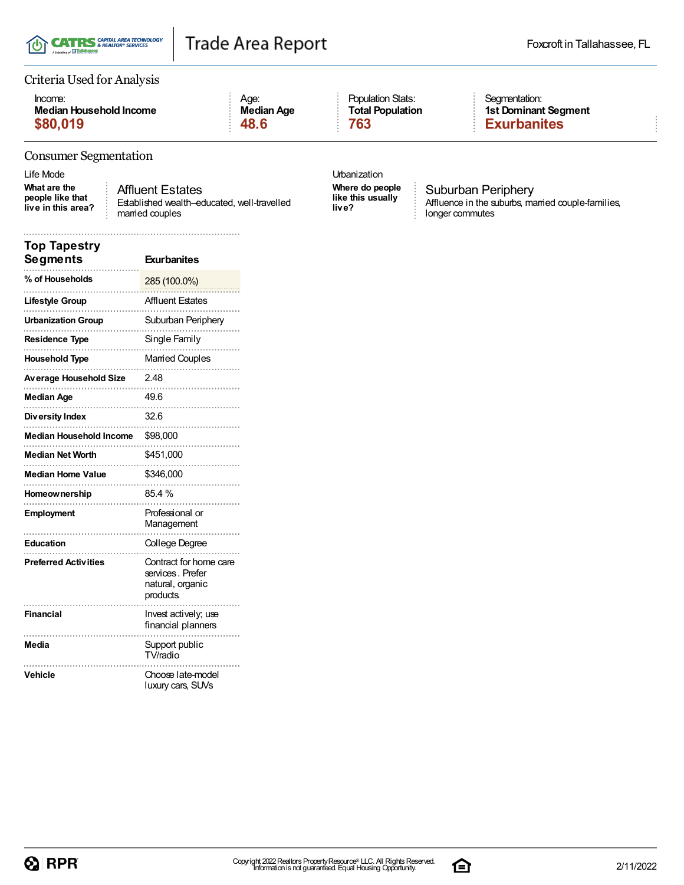# Trade Area Report

Foxcroft in Tallahassee, FL

## Criteria Used for Analysis

| Income: | Age: | Population Stats: | Segmentation: |
|---|---|---|---|
| **Median Household Income** | **Median Age** | **Total Population** | **1st Dominant Segment** |
| **$80,019** | **48.6** | **763** | **Exurbanites** |

## Consumer Segmentation

**Life Mode**

**What are the people like that live in this area?**

**Affluent Estates**
Established wealth–educated, well-travelled married couples

**Urbanization**

**Where do people like this usually live?**

**Suburban Periphery**
Affluence in the suburbs, married couple-families, longer commutes

| **Top Tapestry Segments** | **Exurbanites** |
|---|---|
| **% of Households** | 285 (100.0%) |
| **Lifestyle Group** | Affluent Estates |
| **Urbanization Group** | Suburban Periphery |
| **Residence Type** | Single Family |
| **Household Type** | Married Couples |
| **Average Household Size** | 2.48 |
| **Median Age** | 49.6 |
| **Diversity Index** | 32.6 |
| **Median Household Income** | $98,000 |
| **Median Net Worth** | $451,000 |
| **Median Home Value** | $346,000 |
| **Homeownership** | 85.4 % |
| **Employment** | Professional or Management |
| **Education** | College Degree |
| **Preferred Activities** | Contract for home care services. Prefer natural, organic products. |
| **Financial** | Invest actively; use financial planners |
| **Media** | Support public TV/radio |
| **Vehicle** | Choose late-model luxury cars, SUVs |

Copyright 2022 Realtors Property Resource® LLC. All Rights Reserved.
Information is not guaranteed. Equal Housing Opportunity.

2/11/2022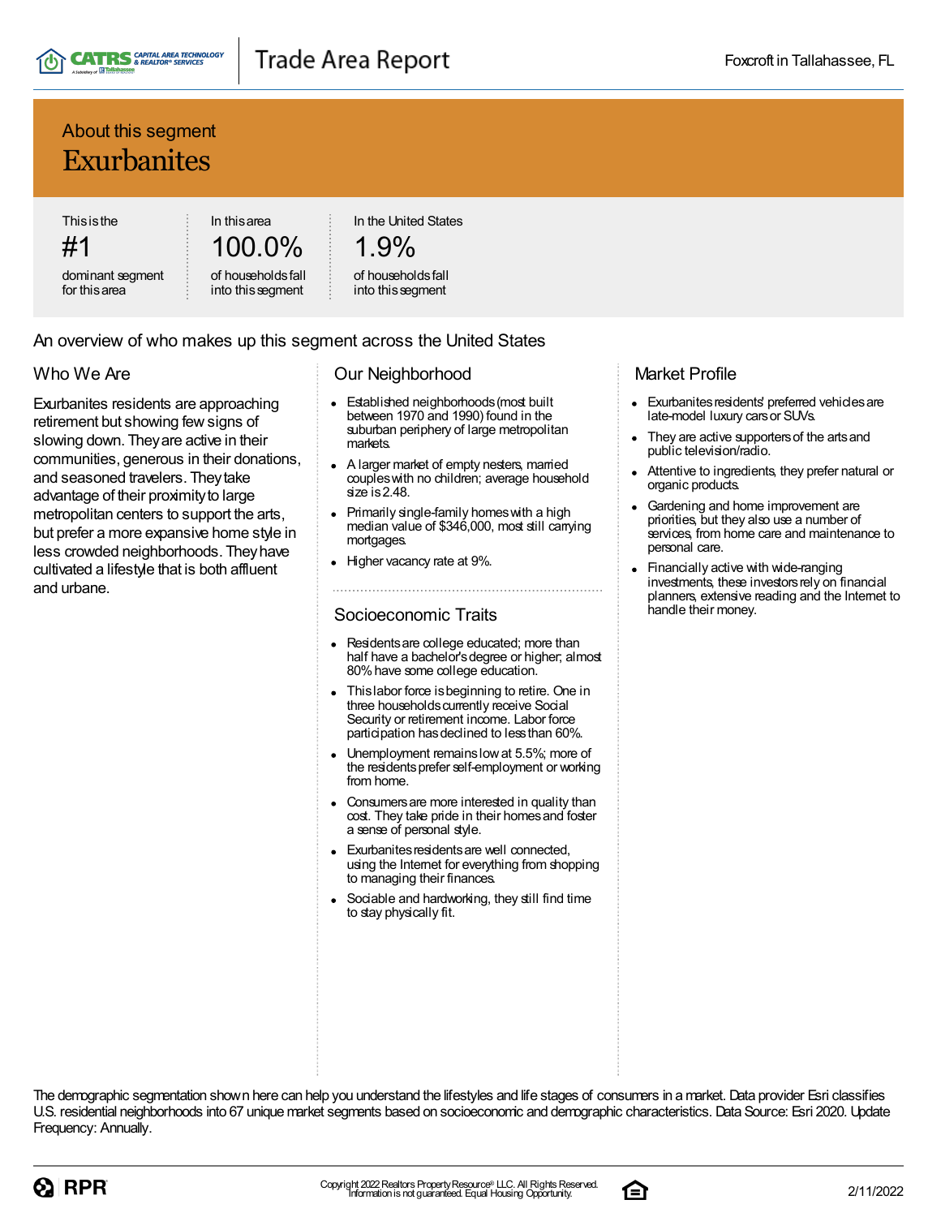About this segment

# Exurbanites

| This is the | In this area | In the United States |
|---|---|---|
| #1 | 100.0% | 1.9% |
| dominant segment for this area | of households fall into this segment | of households fall into this segment |

## An overview of who makes up this segment across the United States

### Who We Are

Exurbanites residents are approaching retirement but showing few signs of slowing down. They are active in their communities, generous in their donations, and seasoned travelers. They take advantage of their proximity to large metropolitan centers to support the arts, but prefer a more expansive home style in less crowded neighborhoods. They have cultivated a lifestyle that is both affluent and urbane.

### Our Neighborhood

- Established neighborhoods (most built between 1970 and 1990) found in the suburban periphery of large metropolitan markets.
- A larger market of empty nesters, married couples with no children; average household size is 2.48.
- Primarily single-family homes with a high median value of $346,000, most still carrying mortgages.
- Higher vacancy rate at 9%.

### Socioeconomic Traits

- Residents are college educated; more than half have a bachelor's degree or higher; almost 80% have some college education.
- This labor force is beginning to retire. One in three households currently receive Social Security or retirement income. Labor force participation has declined to less than 60%.
- Unemployment remains low at 5.5%; more of the residents prefer self-employment or working from home.
- Consumers are more interested in quality than cost. They take pride in their homes and foster a sense of personal style.
- Exurbanites residents are well connected, using the Internet for everything from shopping to managing their finances.
- Sociable and hardworking, they still find time to stay physically fit.

### Market Profile

- Exurbanites residents' preferred vehicles are late-model luxury cars or SUVs.
- They are active supporters of the arts and public television/radio.
- Attentive to ingredients, they prefer natural or organic products.
- Gardening and home improvement are priorities, but they also use a number of services, from home care and maintenance to personal care.
- Financially active with wide-ranging investments, these investors rely on financial planners, extensive reading and the Internet to handle their money.

The demographic segmentation shown here can help you understand the lifestyles and life stages of consumers in a market. Data provider Esri classifies U.S. residential neighborhoods into 67 unique market segments based on socioeconomic and demographic characteristics. Data Source: Esri 2020. Update Frequency: Annually.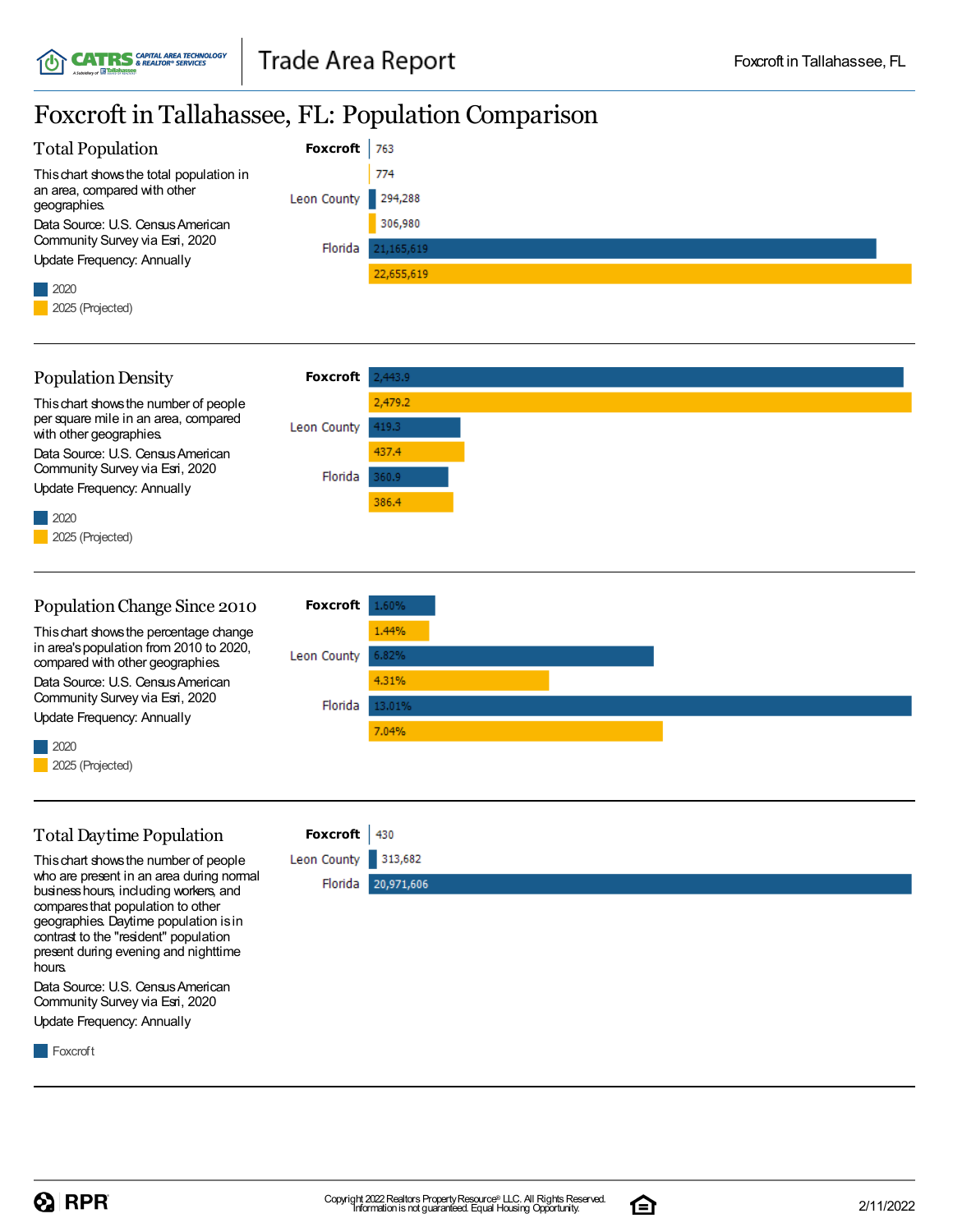# Foxcroft in Tallahassee, FL: Population Comparison

## Total Population

This chart shows the total population in an area, compared with other geographies.

Data Source: U.S. Census American Community Survey via Esri, 2020

Update Frequency: Annually

| | 2020 | 2025 (Projected) |
|---|---|---|
| Foxcroft | 763 | 774 |
| Leon County | 294,288 | 306,980 |
| Florida | 21,165,619 | 22,655,619 |

## Population Density

This chart shows the number of people per square mile in an area, compared with other geographies.

Data Source: U.S. Census American Community Survey via Esri, 2020

Update Frequency: Annually

| | 2020 | 2025 (Projected) |
|---|---|---|
| Foxcroft | 2,443.9 | 2,479.2 |
| Leon County | 419.3 | 437.4 |
| Florida | 360.9 | 386.4 |

## Population Change Since 2010

This chart shows the percentage change in area's population from 2010 to 2020, compared with other geographies.

Data Source: U.S. Census American Community Survey via Esri, 2020

Update Frequency: Annually

| | 2020 | 2025 (Projected) |
|---|---|---|
| Foxcroft | 1.60% | 1.44% |
| Leon County | 6.82% | 4.31% |
| Florida | 13.01% | 7.04% |

## Total Daytime Population

This chart shows the number of people who are present in an area during normal business hours, including workers, and compares that population to other geographies. Daytime population is in contrast to the "resident" population present during evening and nighttime hours.

Data Source: U.S. Census American Community Survey via Esri, 2020

Update Frequency: Annually

| | Foxcroft |
|---|---|
| Foxcroft | 430 |
| Leon County | 313,682 |
| Florida | 20,971,606 |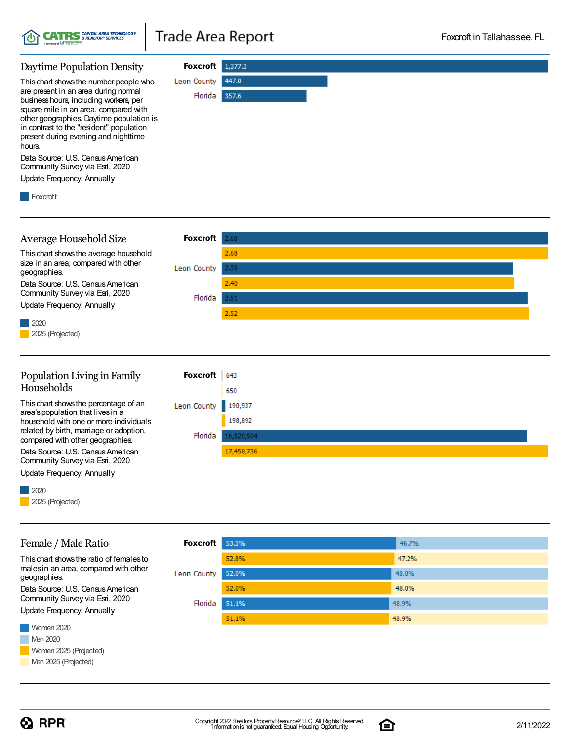## Daytime Population Density

This chart shows the number people who are present in an area during normal business hours, including workers, per square mile in an area, compared with other geographies. Daytime population is in contrast to the "resident" population present during evening and nighttime hours.

Data Source: U.S. Census American Community Survey via Esri, 2020

Update Frequency: Annually

| | Foxcroft |
|---|---|
| **Foxcroft** | 1,377.3 |
| Leon County | 447.0 |
| Florida | 357.6 |

## Average Household Size

This chart shows the average household size in an area, compared with other geographies.

Data Source: U.S. Census American Community Survey via Esri, 2020

Update Frequency: Annually

| | 2020 | 2025 (Projected) |
|---|---|---|
| **Foxcroft** | 2.68 | 2.68 |
| Leon County | 2.39 | 2.40 |
| Florida | 2.51 | 2.52 |

## Population Living in Family Households

This chart shows the percentage of an area's population that lives in a household with one or more individuals related by birth, marriage or adoption, compared with other geographies.

Data Source: U.S. Census American Community Survey via Esri, 2020

Update Frequency: Annually

| | 2020 | 2025 (Projected) |
|---|---|---|
| **Foxcroft** | 643 | 650 |
| Leon County | 190,937 | 198,892 |
| Florida | 16,320,904 | 17,458,736 |

## Female / Male Ratio

This chart shows the ratio of females to males in an area, compared with other geographies.

Data Source: U.S. Census American Community Survey via Esri, 2020

Update Frequency: Annually

| | Women 2020 | Men 2020 | Women 2025 (Projected) | Men 2025 (Projected) |
|---|---|---|---|---|
| **Foxcroft** | 53.3% | 46.7% | 52.8% | 47.2% |
| Leon County | 52.0% | 48.0% | 52.0% | 48.0% |
| Florida | 51.1% | 48.9% | 51.1% | 48.9% |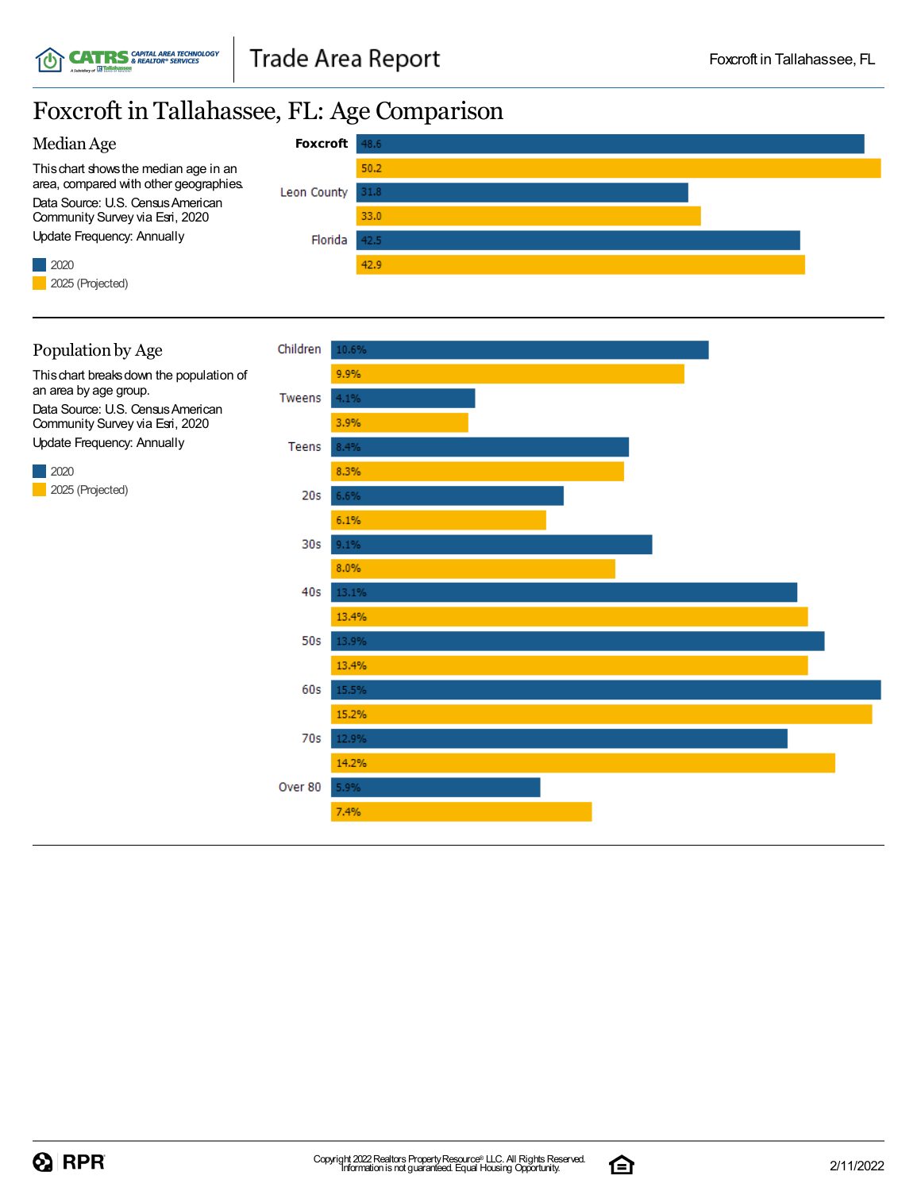# Foxcroft in Tallahassee, FL: Age Comparison

## Median Age

This chart shows the median age in an area, compared with other geographies.

Data Source: U.S. Census American Community Survey via Esri, 2020

Update Frequency: Annually

| Area | 2020 | 2025 (Projected) |
|---|---|---|
| **Foxcroft** | 48.6 | 50.2 |
| Leon County | 31.8 | 33.0 |
| Florida | 42.5 | 42.9 |

## Population by Age

This chart breaks down the population of an area by age group.

Data Source: U.S. Census American Community Survey via Esri, 2020

Update Frequency: Annually

| Age Group | 2020 | 2025 (Projected) |
|---|---|---|
| Children | 10.6% | 9.9% |
| Tweens | 4.1% | 3.9% |
| Teens | 8.4% | 8.3% |
| 20s | 6.6% | 6.1% |
| 30s | 9.1% | 8.0% |
| 40s | 13.1% | 13.4% |
| 50s | 13.9% | 13.4% |
| 60s | 15.5% | 15.2% |
| 70s | 12.9% | 14.2% |
| Over 80 | 5.9% | 7.4% |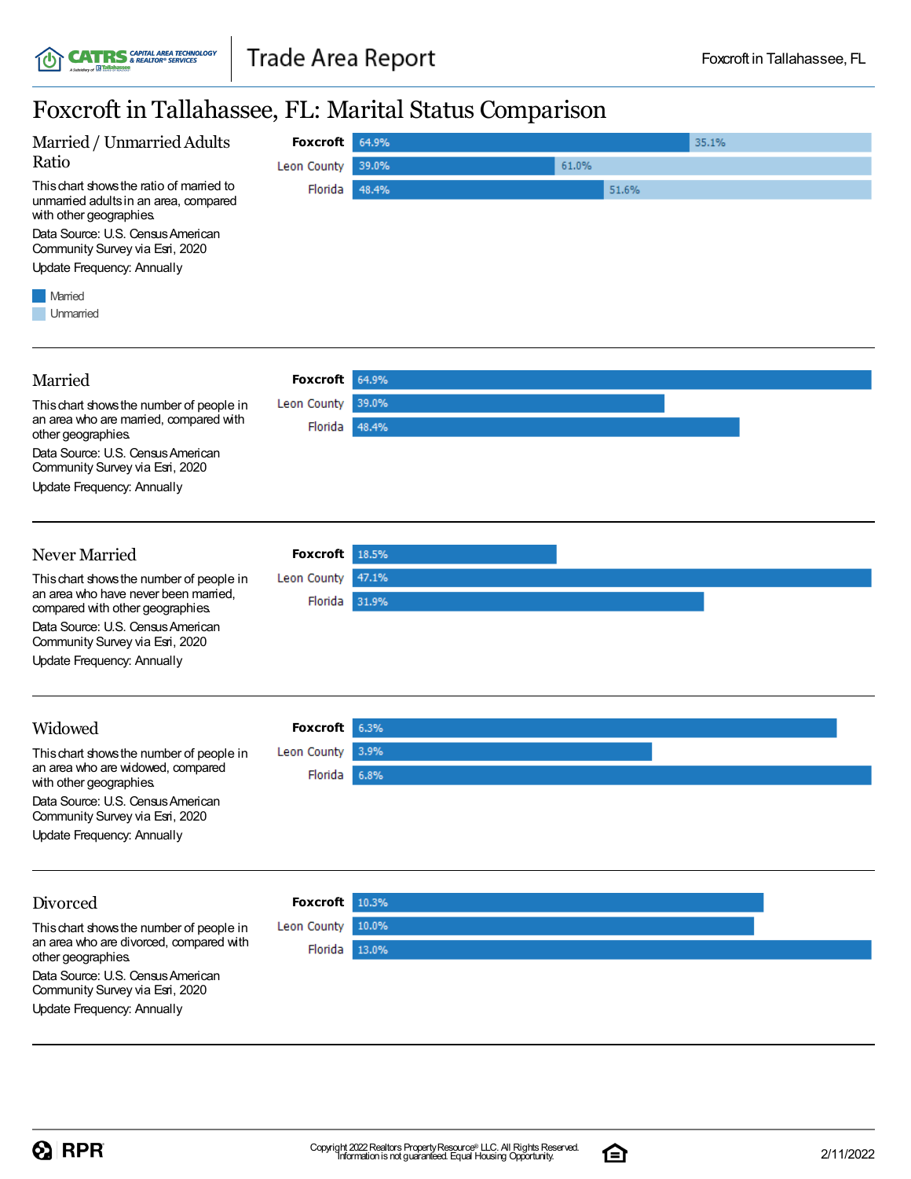# Foxcroft in Tallahassee, FL: Marital Status Comparison

## Married / Unmarried Adults Ratio

This chart shows the ratio of married to unmarried adults in an area, compared with other geographies.

Data Source: U.S. Census American Community Survey via Esri, 2020

Update Frequency: Annually

| | Married | Unmarried |
|---|---|---|
| **Foxcroft** | 64.9% | 35.1% |
| Leon County | 39.0% | 61.0% |
| Florida | 48.4% | 51.6% |

## Married

This chart shows the number of people in an area who are married, compared with other geographies.

Data Source: U.S. Census American Community Survey via Esri, 2020

Update Frequency: Annually

| | Married |
|---|---|
| **Foxcroft** | 64.9% |
| Leon County | 39.0% |
| Florida | 48.4% |

## Never Married

This chart shows the number of people in an area who have never been married, compared with other geographies.

Data Source: U.S. Census American Community Survey via Esri, 2020

Update Frequency: Annually

| | Never Married |
|---|---|
| **Foxcroft** | 18.5% |
| Leon County | 47.1% |
| Florida | 31.9% |

## Widowed

This chart shows the number of people in an area who are widowed, compared with other geographies.

Data Source: U.S. Census American Community Survey via Esri, 2020

Update Frequency: Annually

| | Widowed |
|---|---|
| **Foxcroft** | 6.3% |
| Leon County | 3.9% |
| Florida | 6.8% |

## Divorced

This chart shows the number of people in an area who are divorced, compared with other geographies.

Data Source: U.S. Census American Community Survey via Esri, 2020

Update Frequency: Annually

| | Divorced |
|---|---|
| **Foxcroft** | 10.3% |
| Leon County | 10.0% |
| Florida | 13.0% |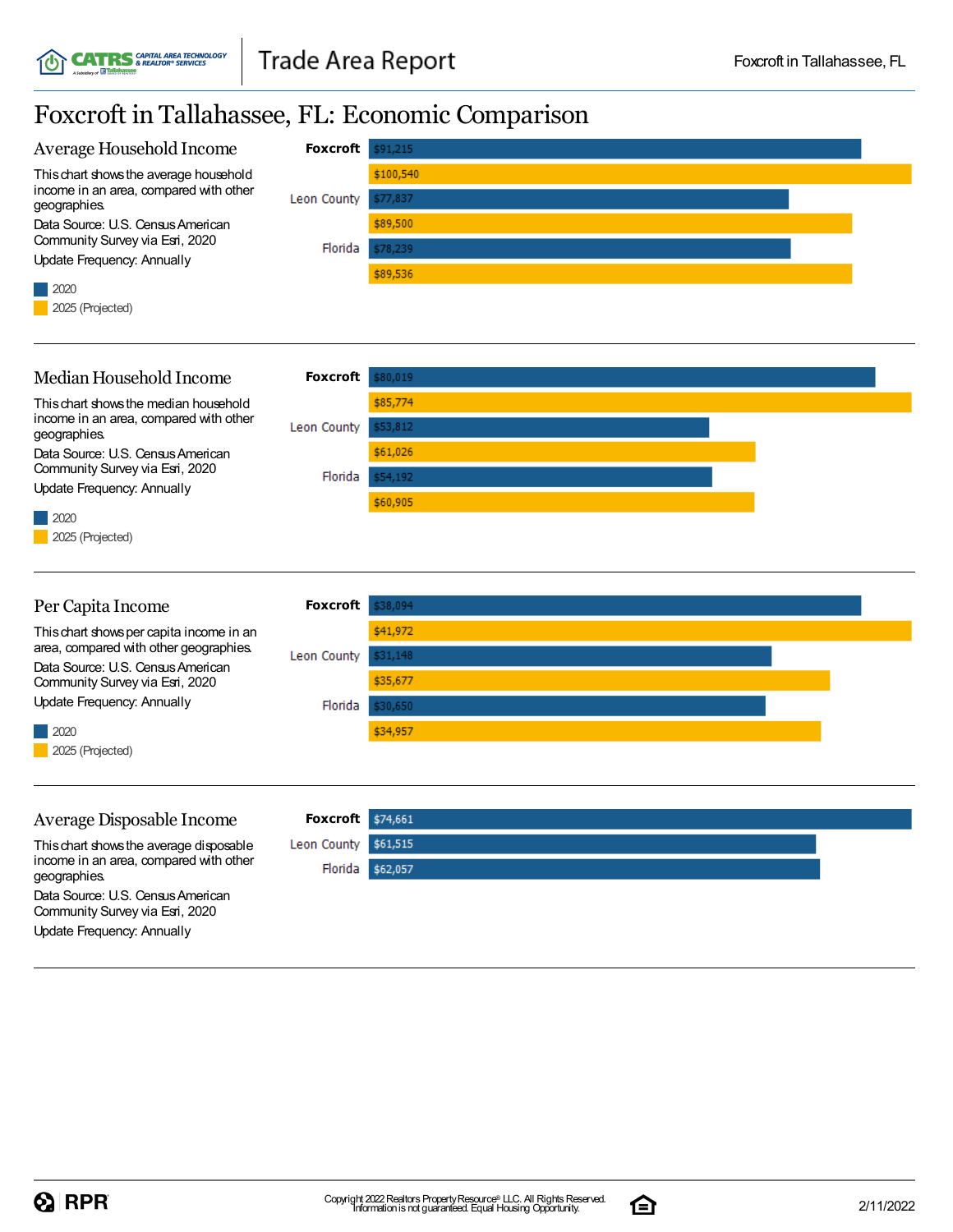# Foxcroft in Tallahassee, FL: Economic Comparison

## Average Household Income

This chart shows the average household income in an area, compared with other geographies.

Data Source: U.S. Census American Community Survey via Esri, 2020

Update Frequency: Annually

| | 2020 | 2025 (Projected) |
|---|---|---|
| **Foxcroft** | $91,215 | $100,540 |
| Leon County | $77,837 | $89,500 |
| Florida | $78,239 | $89,536 |

## Median Household Income

This chart shows the median household income in an area, compared with other geographies.

Data Source: U.S. Census American Community Survey via Esri, 2020

Update Frequency: Annually

| | 2020 | 2025 (Projected) |
|---|---|---|
| **Foxcroft** | $80,019 | $85,774 |
| Leon County | $53,812 | $61,026 |
| Florida | $54,192 | $60,905 |

## Per Capita Income

This chart shows per capita income in an area, compared with other geographies.

Data Source: U.S. Census American Community Survey via Esri, 2020

Update Frequency: Annually

| | 2020 | 2025 (Projected) |
|---|---|---|
| **Foxcroft** | $38,094 | $41,972 |
| Leon County | $31,148 | $35,677 |
| Florida | $30,650 | $34,957 |

## Average Disposable Income

This chart shows the average disposable income in an area, compared with other geographies.

Data Source: U.S. Census American Community Survey via Esri, 2020

Update Frequency: Annually

| | Average Disposable Income |
|---|---|
| **Foxcroft** | $74,661 |
| Leon County | $61,515 |
| Florida | $62,057 |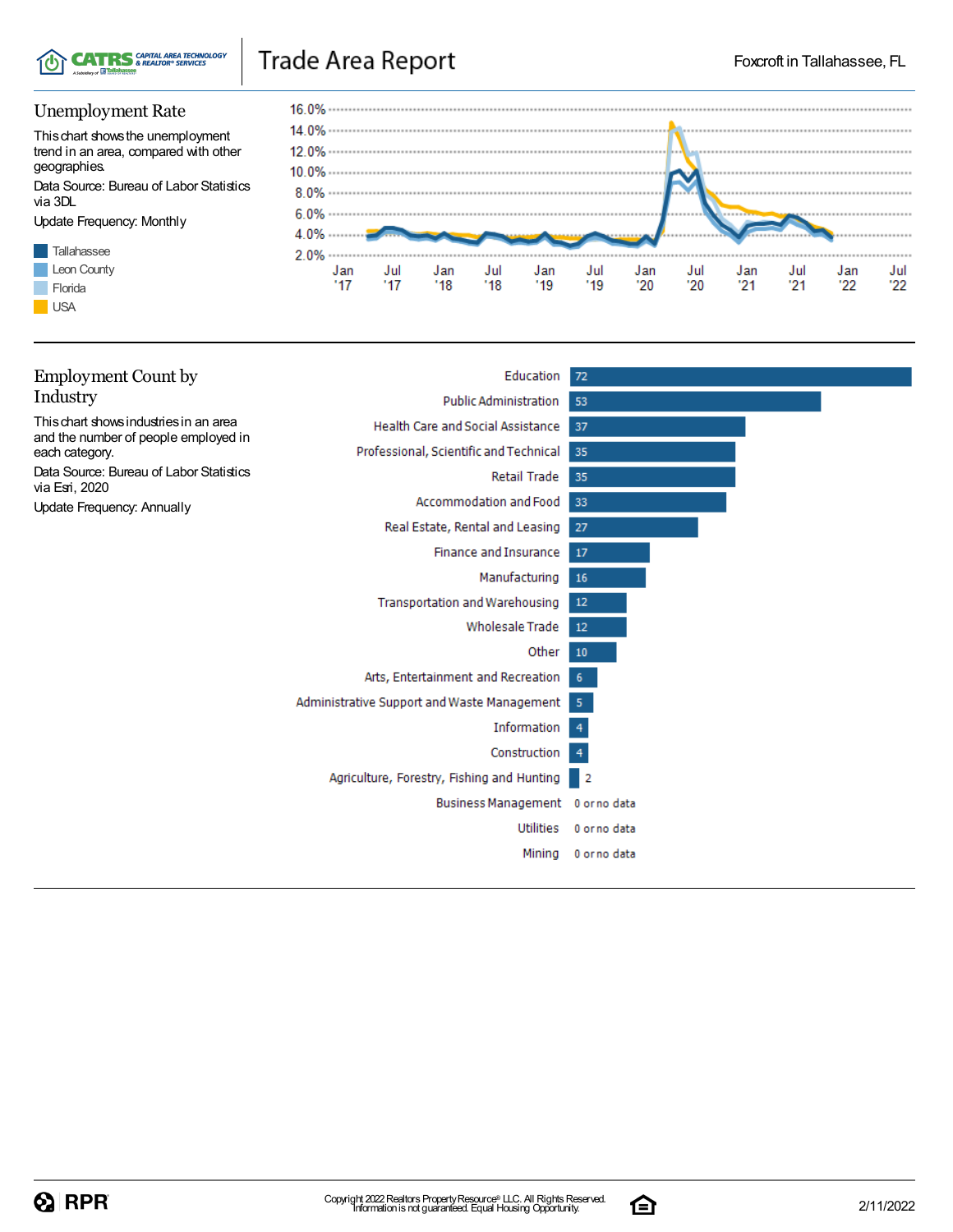## Unemployment Rate

This chart shows the unemployment trend in an area, compared with other geographies.

Data Source: Bureau of Labor Statistics via 3DL

Update Frequency: Monthly

- Tallahassee
- Leon County
- Florida
- USA

## Employment Count by Industry

This chart shows industries in an area and the number of people employed in each category.

Data Source: Bureau of Labor Statistics via Esri, 2020

Update Frequency: Annually

| Industry | Count |
|---|---|
| Education | 72 |
| Public Administration | 53 |
| Health Care and Social Assistance | 37 |
| Professional, Scientific and Technical | 35 |
| Retail Trade | 35 |
| Accommodation and Food | 33 |
| Real Estate, Rental and Leasing | 27 |
| Finance and Insurance | 17 |
| Manufacturing | 16 |
| Transportation and Warehousing | 12 |
| Wholesale Trade | 12 |
| Other | 10 |
| Arts, Entertainment and Recreation | 6 |
| Administrative Support and Waste Management | 5 |
| Information | 4 |
| Construction | 4 |
| Agriculture, Forestry, Fishing and Hunting | 2 |
| Business Management | 0 or no data |
| Utilities | 0 or no data |
| Mining | 0 or no data |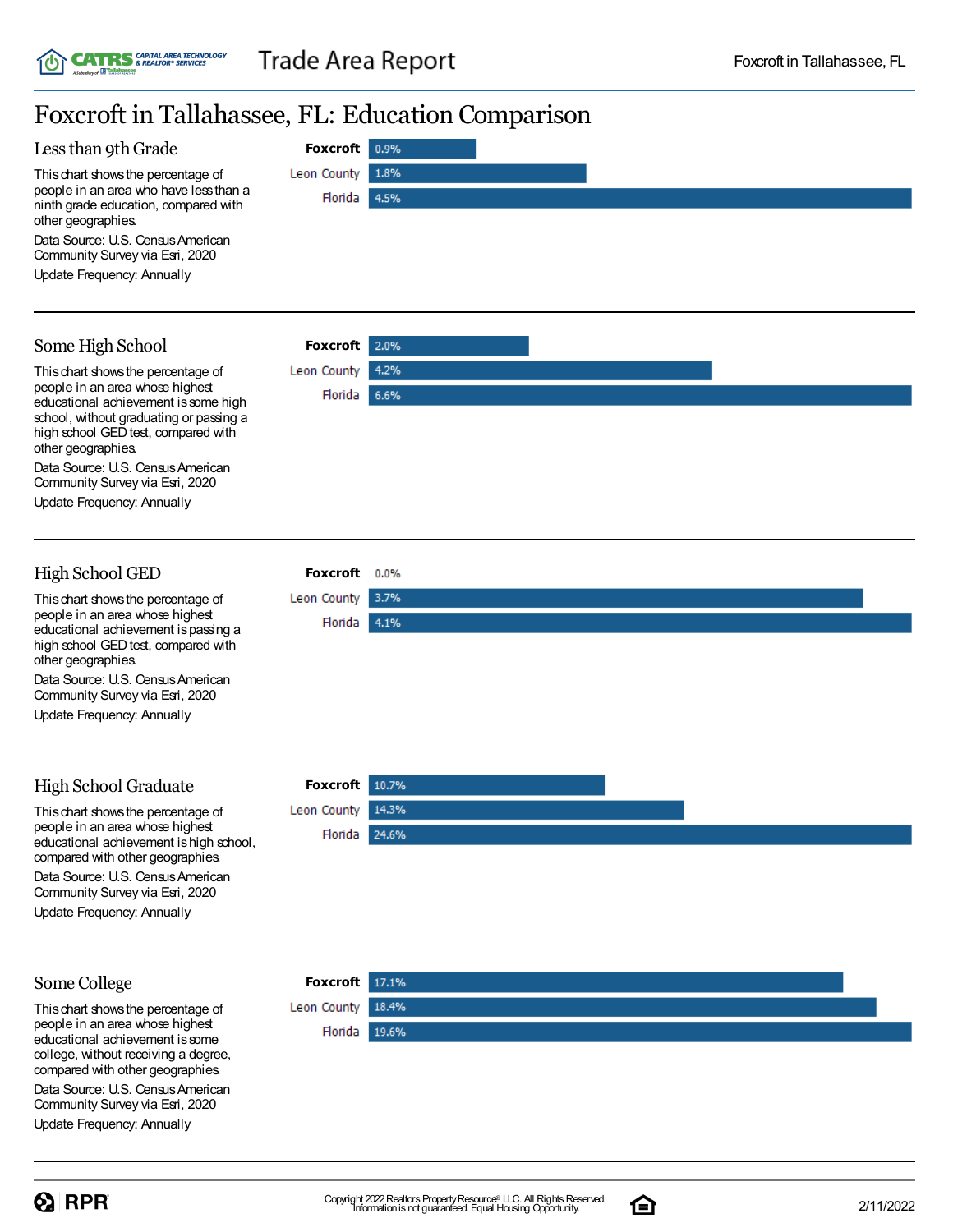# Foxcroft in Tallahassee, FL: Education Comparison

## Less than 9th Grade

This chart shows the percentage of people in an area who have less than a ninth grade education, compared with other geographies.

Data Source: U.S. Census American Community Survey via Esri, 2020

Update Frequency: Annually

| Geography | Percentage |
|---|---|
| **Foxcroft** | 0.9% |
| Leon County | 1.8% |
| Florida | 4.5% |

## Some High School

This chart shows the percentage of people in an area whose highest educational achievement is some high school, without graduating or passing a high school GED test, compared with other geographies.

Data Source: U.S. Census American Community Survey via Esri, 2020

Update Frequency: Annually

| Geography | Percentage |
|---|---|
| **Foxcroft** | 2.0% |
| Leon County | 4.2% |
| Florida | 6.6% |

## High School GED

This chart shows the percentage of people in an area whose highest educational achievement is passing a high school GED test, compared with other geographies.

Data Source: U.S. Census American Community Survey via Esri, 2020

Update Frequency: Annually

| Geography | Percentage |
|---|---|
| **Foxcroft** | 0.0% |
| Leon County | 3.7% |
| Florida | 4.1% |

## High School Graduate

This chart shows the percentage of people in an area whose highest educational achievement is high school, compared with other geographies.

Data Source: U.S. Census American Community Survey via Esri, 2020

Update Frequency: Annually

| Geography | Percentage |
|---|---|
| **Foxcroft** | 10.7% |
| Leon County | 14.3% |
| Florida | 24.6% |

## Some College

This chart shows the percentage of people in an area whose highest educational achievement is some college, without receiving a degree, compared with other geographies.

Data Source: U.S. Census American Community Survey via Esri, 2020

Update Frequency: Annually

| Geography | Percentage |
|---|---|
| **Foxcroft** | 17.1% |
| Leon County | 18.4% |
| Florida | 19.6% |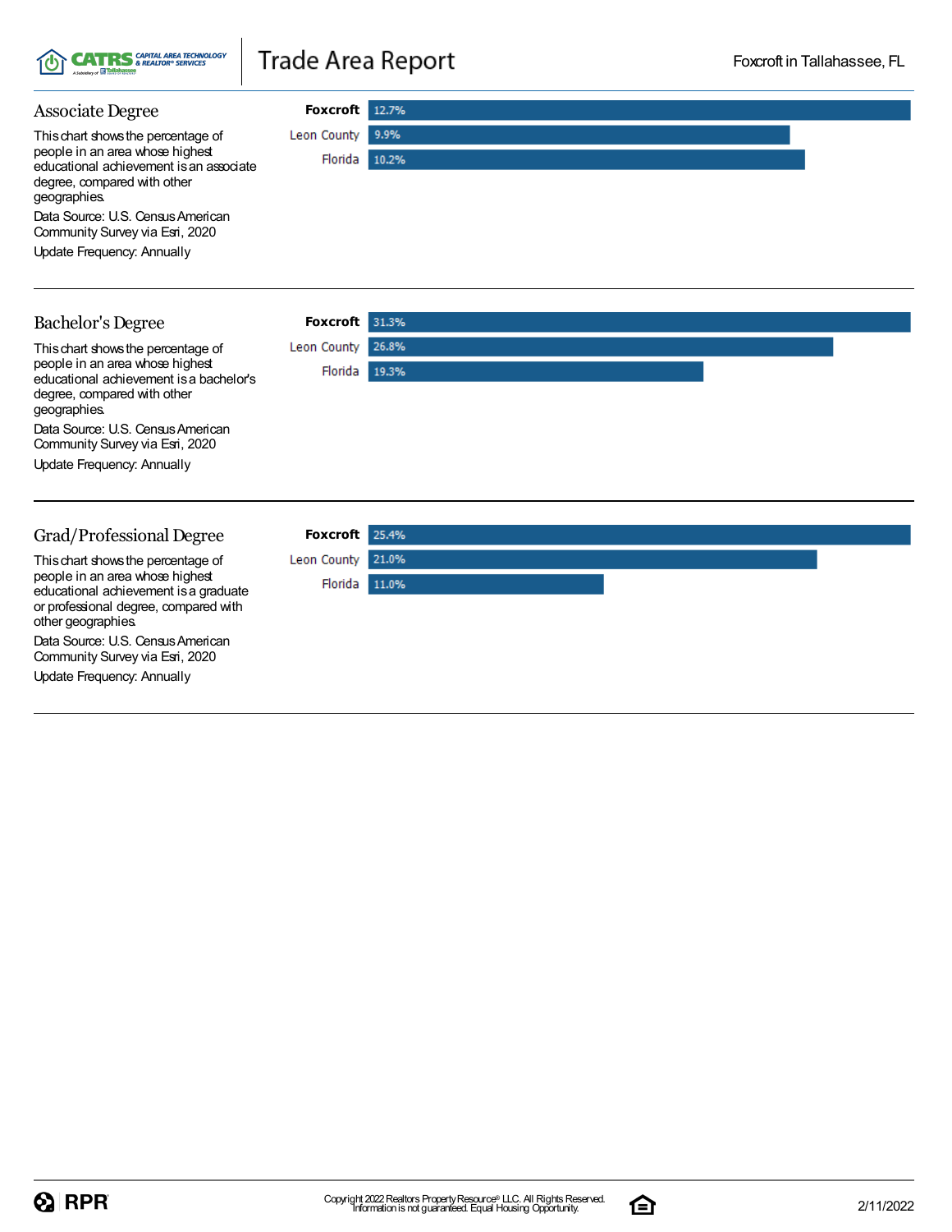## Associate Degree

This chart shows the percentage of people in an area whose highest educational achievement is an associate degree, compared with other geographies.

Data Source: U.S. Census American Community Survey via Esri, 2020

Update Frequency: Annually

| Area | Percentage |
|---|---|
| **Foxcroft** | 12.7% |
| Leon County | 9.9% |
| Florida | 10.2% |

## Bachelor's Degree

This chart shows the percentage of people in an area whose highest educational achievement is a bachelor's degree, compared with other geographies.

Data Source: U.S. Census American Community Survey via Esri, 2020

Update Frequency: Annually

| Area | Percentage |
|---|---|
| **Foxcroft** | 31.3% |
| Leon County | 26.8% |
| Florida | 19.3% |

## Grad/Professional Degree

This chart shows the percentage of people in an area whose highest educational achievement is a graduate or professional degree, compared with other geographies.

Data Source: U.S. Census American Community Survey via Esri, 2020

Update Frequency: Annually

| Area | Percentage |
|---|---|
| **Foxcroft** | 25.4% |
| Leon County | 21.0% |
| Florida | 11.0% |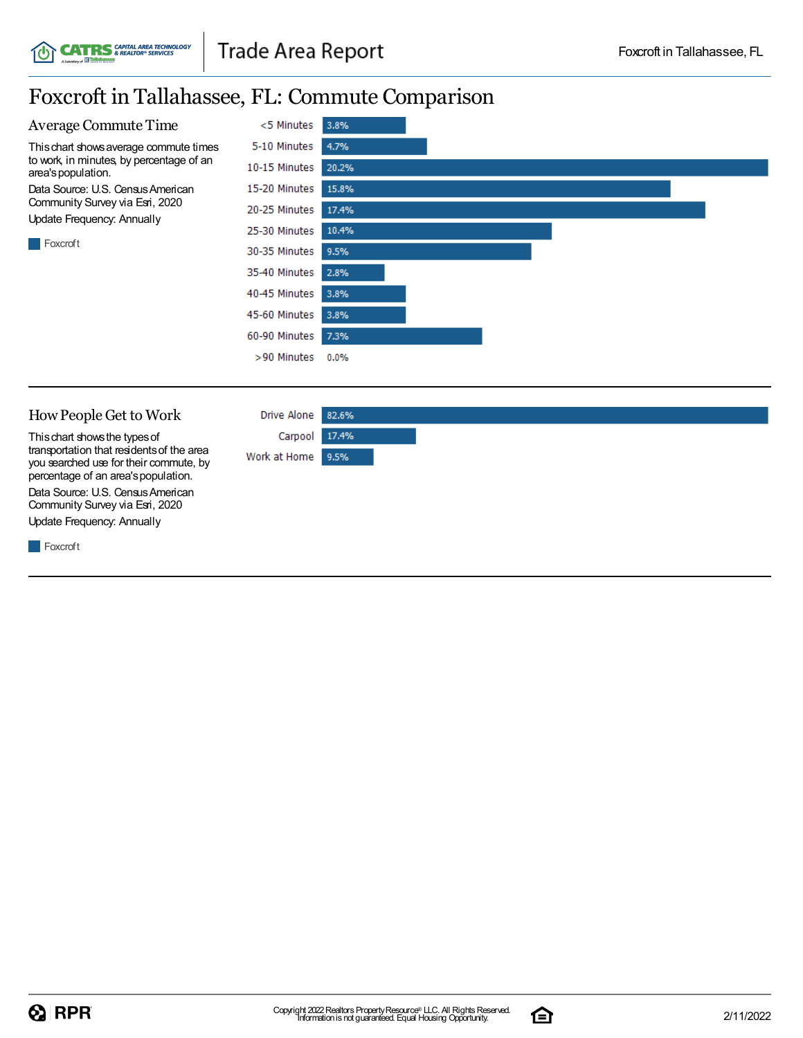# Foxcroft in Tallahassee, FL: Commute Comparison

## Average Commute Time

This chart shows average commute times to work, in minutes, by percentage of an area's population.

Data Source: U.S. Census American Community Survey via Esri, 2020

Update Frequency: Annually

Foxcroft

| Commute Time | Foxcroft |
|---|---|
| <5 Minutes | 3.8% |
| 5-10 Minutes | 4.7% |
| 10-15 Minutes | 20.2% |
| 15-20 Minutes | 15.8% |
| 20-25 Minutes | 17.4% |
| 25-30 Minutes | 10.4% |
| 30-35 Minutes | 9.5% |
| 35-40 Minutes | 2.8% |
| 40-45 Minutes | 3.8% |
| 45-60 Minutes | 3.8% |
| 60-90 Minutes | 7.3% |
| >90 Minutes | 0.0% |

## How People Get to Work

This chart shows the types of transportation that residents of the area you searched use for their commute, by percentage of an area's population.

Data Source: U.S. Census American Community Survey via Esri, 2020

Update Frequency: Annually

Foxcroft

| Type | Foxcroft |
|---|---|
| Drive Alone | 82.6% |
| Carpool | 17.4% |
| Work at Home | 9.5% |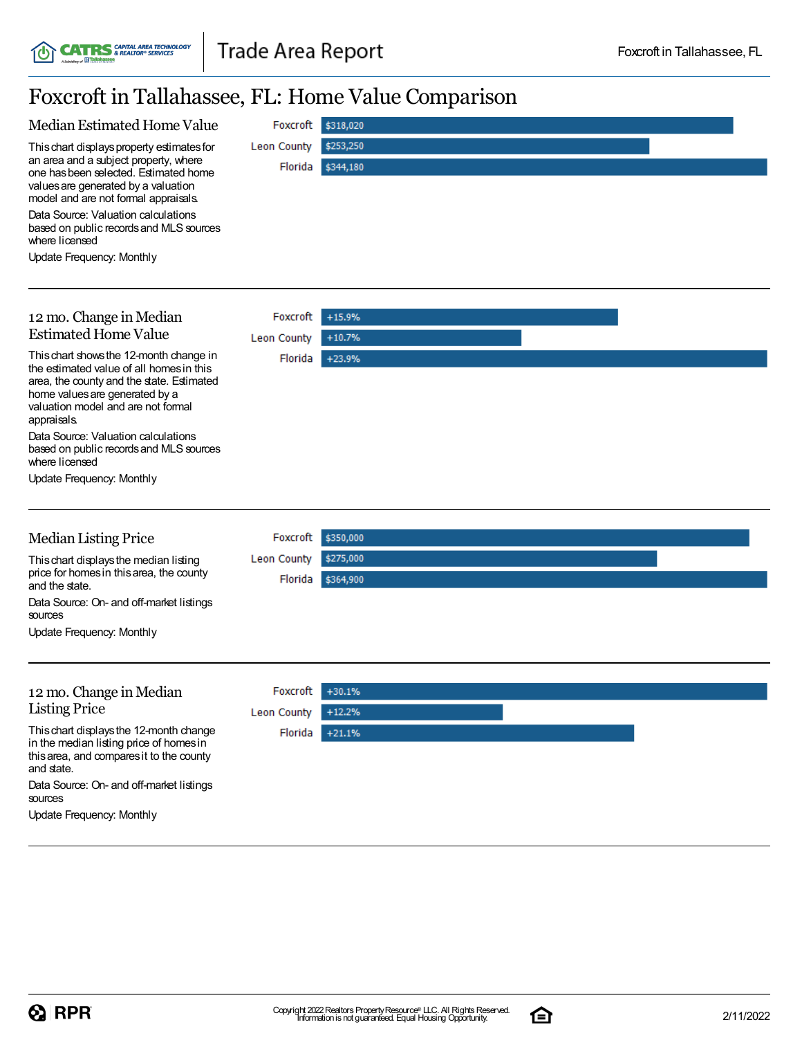# Foxcroft in Tallahassee, FL: Home Value Comparison

## Median Estimated Home Value

This chart displays property estimates for an area and a subject property, where one has been selected. Estimated home values are generated by a valuation model and are not formal appraisals.

Data Source: Valuation calculations based on public records and MLS sources where licensed

Update Frequency: Monthly

| Area | Value |
|---|---|
| Foxcroft | $318,020 |
| Leon County | $253,250 |
| Florida | $344,180 |

## 12 mo. Change in Median Estimated Home Value

This chart shows the 12-month change in the estimated value of all homes in this area, the county and the state. Estimated home values are generated by a valuation model and are not formal appraisals.

Data Source: Valuation calculations based on public records and MLS sources where licensed

Update Frequency: Monthly

| Area | Change |
|---|---|
| Foxcroft | +15.9% |
| Leon County | +10.7% |
| Florida | +23.9% |

## Median Listing Price

This chart displays the median listing price for homes in this area, the county and the state.

Data Source: On- and off-market listings sources

Update Frequency: Monthly

| Area | Price |
|---|---|
| Foxcroft | $350,000 |
| Leon County | $275,000 |
| Florida | $364,900 |

## 12 mo. Change in Median Listing Price

This chart displays the 12-month change in the median listing price of homes in this area, and compares it to the county and state.

Data Source: On- and off-market listings sources

Update Frequency: Monthly

| Area | Change |
|---|---|
| Foxcroft | +30.1% |
| Leon County | +12.2% |
| Florida | +21.1% |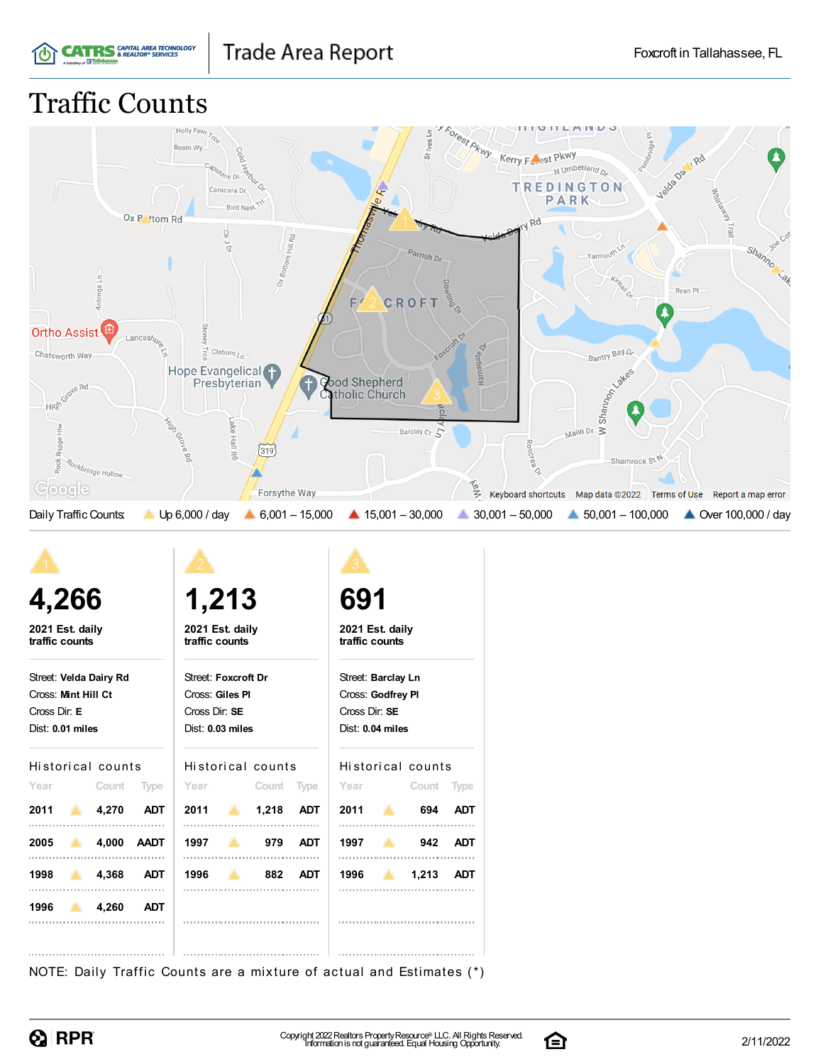# Traffic Counts

Daily Traffic Counts: Up 6,000 / day | 6,001 – 15,000 | 15,001 – 30,000 | 30,001 – 50,000 | 50,001 – 100,000 | Over 100,000 / day

## 1

**4,266**

**2021 Est. daily traffic counts**

Street: **Velda Dairy Rd**
Cross: **Mint Hill Ct**
Cross Dir: **E**
Dist: **0.01 miles**

Historical counts

| Year | Count | Type |
|---|---|---|
| 2011 | 4,270 | ADT |
| 2005 | 4,000 | AADT |
| 1998 | 4,368 | ADT |
| 1996 | 4,260 | ADT |

## 2

**1,213**

**2021 Est. daily traffic counts**

Street: **Foxcroft Dr**
Cross: **Giles Pl**
Cross Dir: **SE**
Dist: **0.03 miles**

Historical counts

| Year | Count | Type |
|---|---|---|
| 2011 | 1,218 | ADT |
| 1997 | 979 | ADT |
| 1996 | 882 | ADT |

## 3

**691**

**2021 Est. daily traffic counts**

Street: **Barclay Ln**
Cross: **Godfrey Pl**
Cross Dir: **SE**
Dist: **0.04 miles**

Historical counts

| Year | Count | Type |
|---|---|---|
| 2011 | 694 | ADT |
| 1997 | 942 | ADT |
| 1996 | 1,213 | ADT |

NOTE: Daily Traffic Counts are a mixture of actual and Estimates (*)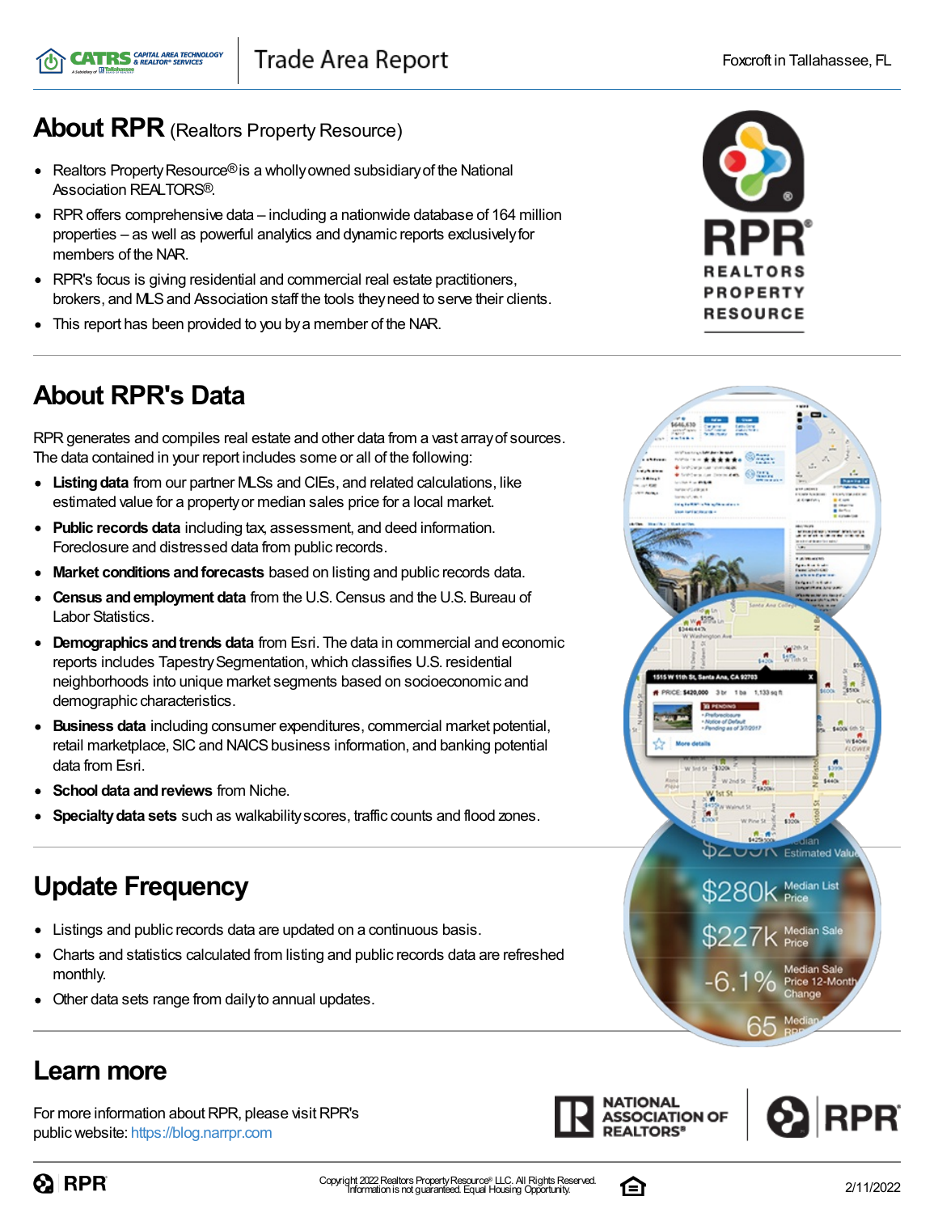# About RPR (Realtors Property Resource)

- Realtors Property Resource® is a wholly owned subsidiary of the National Association REALTORS®.
- RPR offers comprehensive data – including a nationwide database of 164 million properties – as well as powerful analytics and dynamic reports exclusively for members of the NAR.
- RPR's focus is giving residential and commercial real estate practitioners, brokers, and MLS and Association staff the tools they need to serve their clients.
- This report has been provided to you by a member of the NAR.

# About RPR's Data

RPR generates and compiles real estate and other data from a vast array of sources. The data contained in your report includes some or all of the following:

- **Listing data** from our partner MLSs and CIEs, and related calculations, like estimated value for a property or median sales price for a local market.
- **Public records data** including tax, assessment, and deed information. Foreclosure and distressed data from public records.
- **Market conditions and forecasts** based on listing and public records data.
- **Census and employment data** from the U.S. Census and the U.S. Bureau of Labor Statistics.
- **Demographics and trends data** from Esri. The data in commercial and economic reports includes Tapestry Segmentation, which classifies U.S. residential neighborhoods into unique market segments based on socioeconomic and demographic characteristics.
- **Business data** including consumer expenditures, commercial market potential, retail marketplace, SIC and NAICS business information, and banking potential data from Esri.
- **School data and reviews** from Niche.
- **Specialty data sets** such as walkability scores, traffic counts and flood zones.

# Update Frequency

- Listings and public records data are updated on a continuous basis.
- Charts and statistics calculated from listing and public records data are refreshed monthly.
- Other data sets range from daily to annual updates.

# Learn more

For more information about RPR, please visit RPR's public website: https://blog.narrpr.com